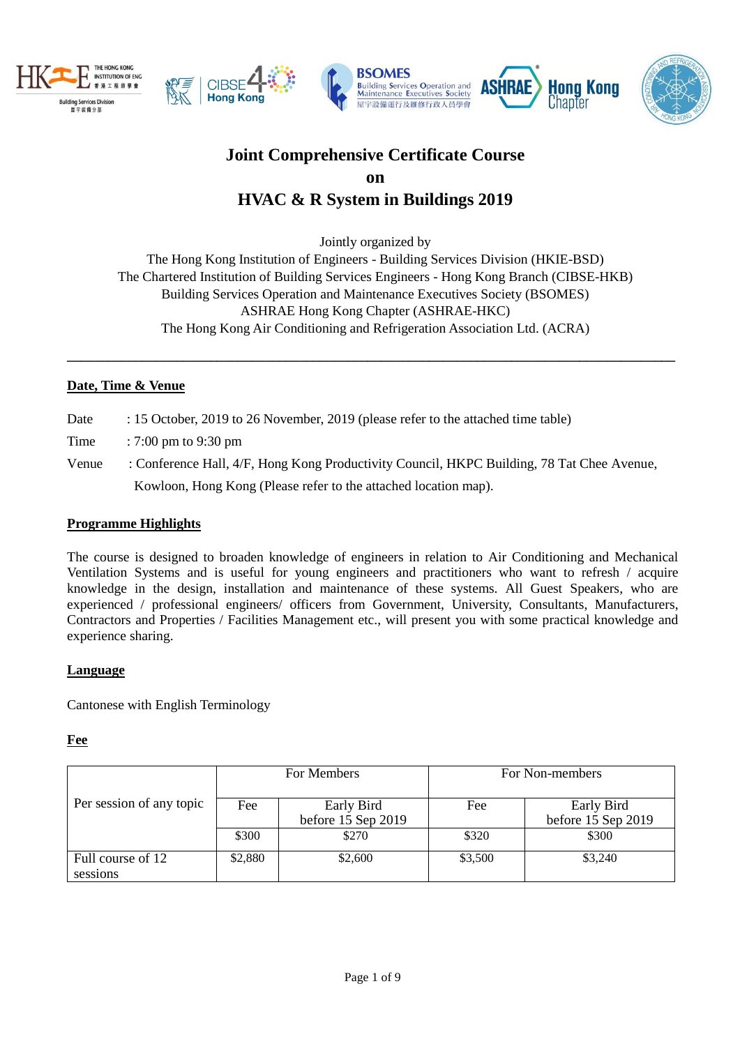# Joint Comprehensive Certificate Course
# on
# HVAC & R System in Buildings 2019

Jointly organized by
The Hong Kong Institution of Engineers - Building Services Division (HKIE-BSD)
The Chartered Institution of Building Services Engineers - Hong Kong Branch (CIBSE-HKB)
Building Services Operation and Maintenance Executives Society (BSOMES)
ASHRAE Hong Kong Chapter (ASHRAE-HKC)
The Hong Kong Air Conditioning and Refrigeration Association Ltd. (ACRA)

---

## Date, Time & Venue

Date : 15 October, 2019 to 26 November, 2019 (please refer to the attached time table)

Time : 7:00 pm to 9:30 pm

Venue : Conference Hall, 4/F, Hong Kong Productivity Council, HKPC Building, 78 Tat Chee Avenue, Kowloon, Hong Kong (Please refer to the attached location map).

## Programme Highlights

The course is designed to broaden knowledge of engineers in relation to Air Conditioning and Mechanical Ventilation Systems and is useful for young engineers and practitioners who want to refresh / acquire knowledge in the design, installation and maintenance of these systems. All Guest Speakers, who are experienced / professional engineers/ officers from Government, University, Consultants, Manufacturers, Contractors and Properties / Facilities Management etc., will present you with some practical knowledge and experience sharing.

## Language

Cantonese with English Terminology

## Fee

| | For Members | | For Non-members | |
|---|---|---|---|---|
| Per session of any topic | Fee | Early Bird before 15 Sep 2019 | Fee | Early Bird before 15 Sep 2019 |
| | $300 | $270 | $320 | $300 |
| Full course of 12 sessions | $2,880 | $2,600 | $3,500 | $3,240 |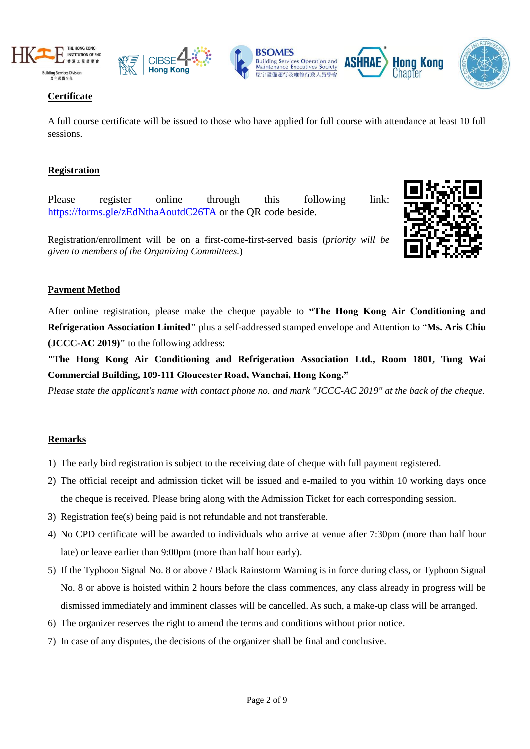## Certificate

A full course certificate will be issued to those who have applied for full course with attendance at least 10 full sessions.

## Registration

Please register online through this following link: https://forms.gle/zEdNthaAoutdC26TA or the QR code beside.

Registration/enrollment will be on a first-come-first-served basis (*priority will be given to members of the Organizing Committees.*)

## Payment Method

After online registration, please make the cheque payable to **"The Hong Kong Air Conditioning and Refrigeration Association Limited"** plus a self-addressed stamped envelope and Attention to "**Ms. Aris Chiu (JCCC-AC 2019)"** to the following address:

**"The Hong Kong Air Conditioning and Refrigeration Association Ltd., Room 1801, Tung Wai Commercial Building, 109-111 Gloucester Road, Wanchai, Hong Kong."**

*Please state the applicant's name with contact phone no. and mark "JCCC-AC 2019" at the back of the cheque.*

## Remarks

1) The early bird registration is subject to the receiving date of cheque with full payment registered.
2) The official receipt and admission ticket will be issued and e-mailed to you within 10 working days once the cheque is received. Please bring along with the Admission Ticket for each corresponding session.
3) Registration fee(s) being paid is not refundable and not transferable.
4) No CPD certificate will be awarded to individuals who arrive at venue after 7:30pm (more than half hour late) or leave earlier than 9:00pm (more than half hour early).
5) If the Typhoon Signal No. 8 or above / Black Rainstorm Warning is in force during class, or Typhoon Signal No. 8 or above is hoisted within 2 hours before the class commences, any class already in progress will be dismissed immediately and imminent classes will be cancelled. As such, a make-up class will be arranged.
6) The organizer reserves the right to amend the terms and conditions without prior notice.
7) In case of any disputes, the decisions of the organizer shall be final and conclusive.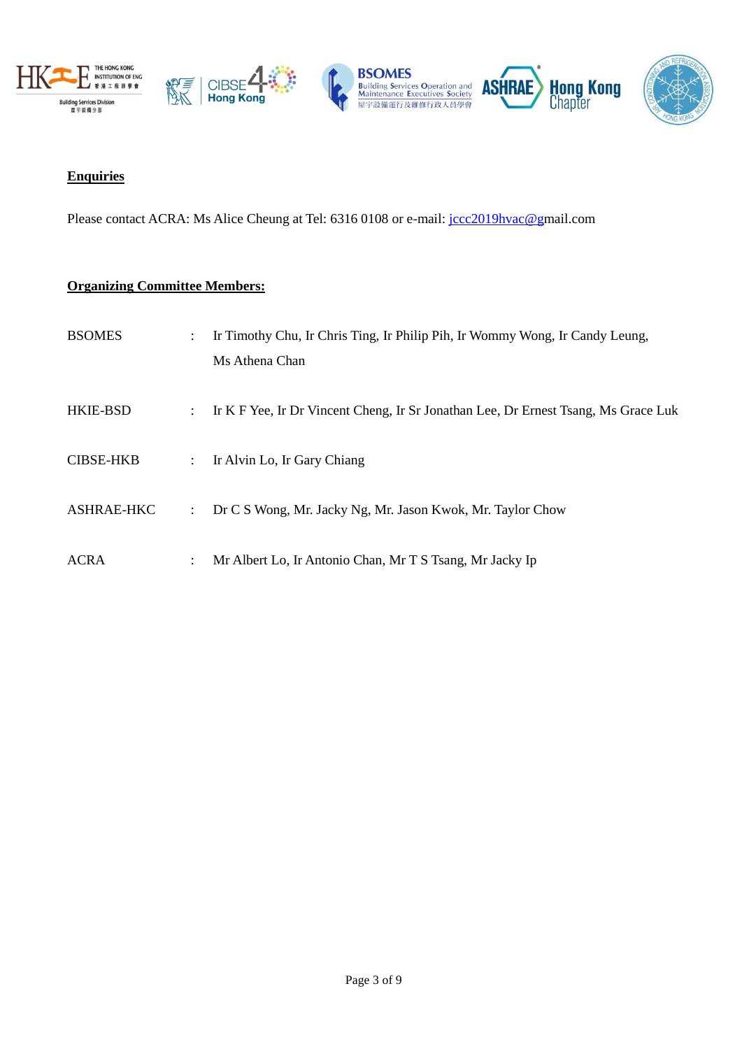## Enquiries

Please contact ACRA: Ms Alice Cheung at Tel: 6316 0108 or e-mail: jccc2019hvac@gmail.com

## Organizing Committee Members:

| | | |
|---|---|---|
| BSOMES | : | Ir Timothy Chu, Ir Chris Ting, Ir Philip Pih, Ir Wommy Wong, Ir Candy Leung, Ms Athena Chan |
| HKIE-BSD | : | Ir K F Yee, Ir Dr Vincent Cheng, Ir Sr Jonathan Lee, Dr Ernest Tsang, Ms Grace Luk |
| CIBSE-HKB | : | Ir Alvin Lo, Ir Gary Chiang |
| ASHRAE-HKC | : | Dr C S Wong, Mr. Jacky Ng, Mr. Jason Kwok, Mr. Taylor Chow |
| ACRA | : | Mr Albert Lo, Ir Antonio Chan, Mr T S Tsang, Mr Jacky Ip |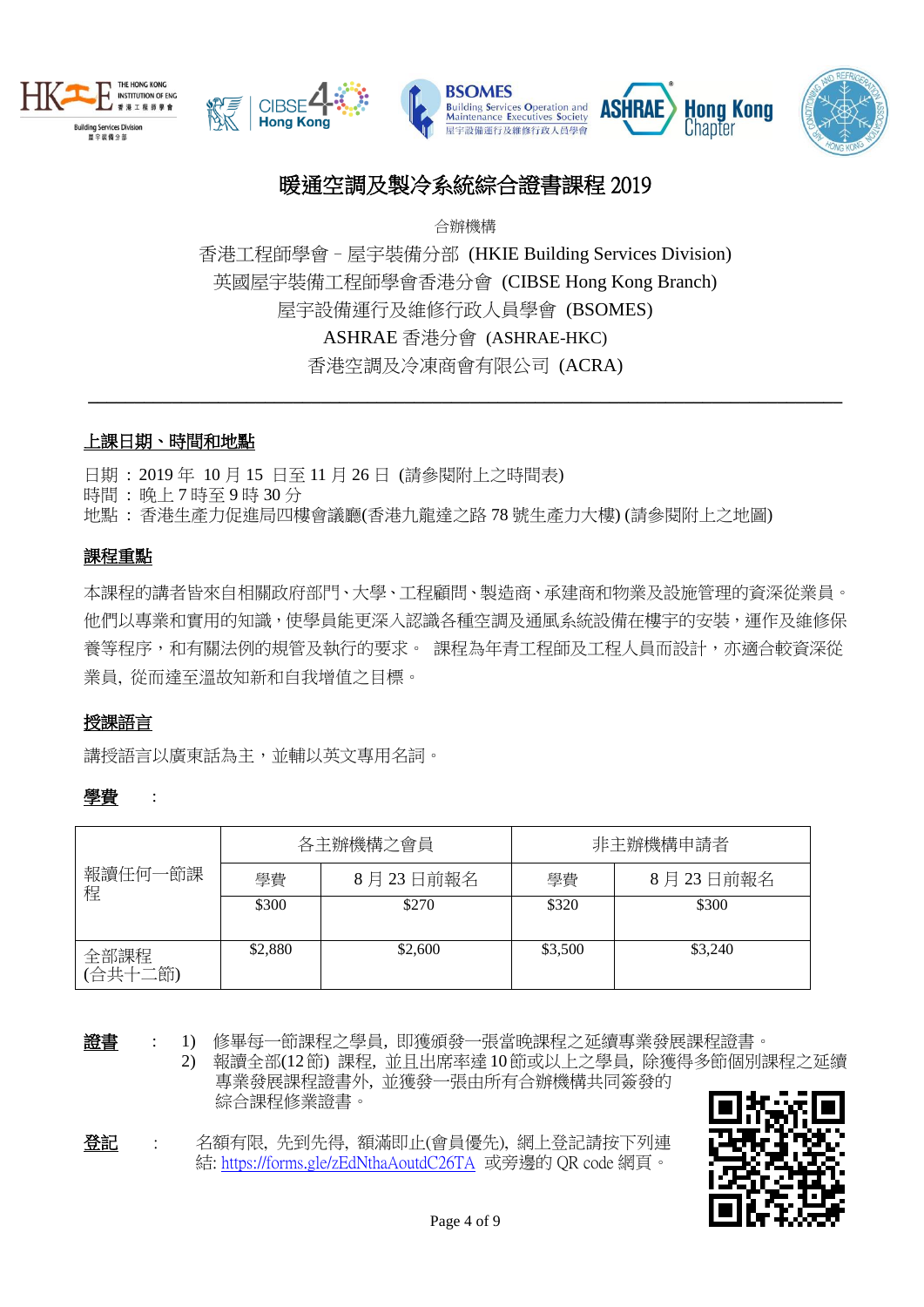# 暖通空調及製冷系統綜合證書課程 2019

合辦機構

香港工程師學會－屋宇裝備分部 (HKIE Building Services Division)
英國屋宇裝備工程師學會香港分會 (CIBSE Hong Kong Branch)
屋宇設備運行及維修行政人員學會 (BSOMES)
ASHRAE 香港分會 (ASHRAE-HKC)
香港空調及冷凍商會有限公司 (ACRA)

---

## 上課日期、時間和地點

日期：2019 年 10 月 15 日至 11 月 26 日 (請參閱附上之時間表)
時間：晚上 7 時至 9 時 30 分
地點：香港生產力促進局四樓會議廳(香港九龍達之路 78 號生產力大樓) (請參閱附上之地圖)

## 課程重點

本課程的講者皆來自相關政府部門、大學、工程顧問、製造商、承建商和物業及設施管理的資深從業員。他們以專業和實用的知識，使學員能更深入認識各種空調及通風系統設備在樓宇的安裝，運作及維修保養等程序，和有關法例的規管及執行的要求。 課程為年青工程師及工程人員而設計，亦適合較資深從業員, 從而達至溫故知新和自我增值之目標。

## 授課語言

講授語言以廣東話為主，並輔以英文專用名詞。

## 學費 ：

| | 各主辦機構之會員 | | 非主辦機構申請者 | |
|---|---|---|---|---|
| | 學費 | 8 月 23 日前報名 | 學費 | 8 月 23 日前報名 |
| 報讀任何一節課程 | $300 | $270 | $320 | $300 |
| 全部課程 (合共十二節) | $2,880 | $2,600 | $3,500 | $3,240 |

**證書** ：
1) 修畢每一節課程之學員, 即獲頒發一張當晚課程之延續專業發展課程證書。
2) 報讀全部(12 節) 課程, 並且出席率達 10 節或以上之學員, 除獲得多節個別課程之延續專業發展課程證書外, 並獲發一張由所有合辦機構共同簽發的綜合課程修業證書。

**登記** ： 名額有限, 先到先得, 額滿即止(會員優先), 網上登記請按下列連結: https://forms.gle/zEdNthaAoutdC26TA 或旁邊的 QR code 網頁。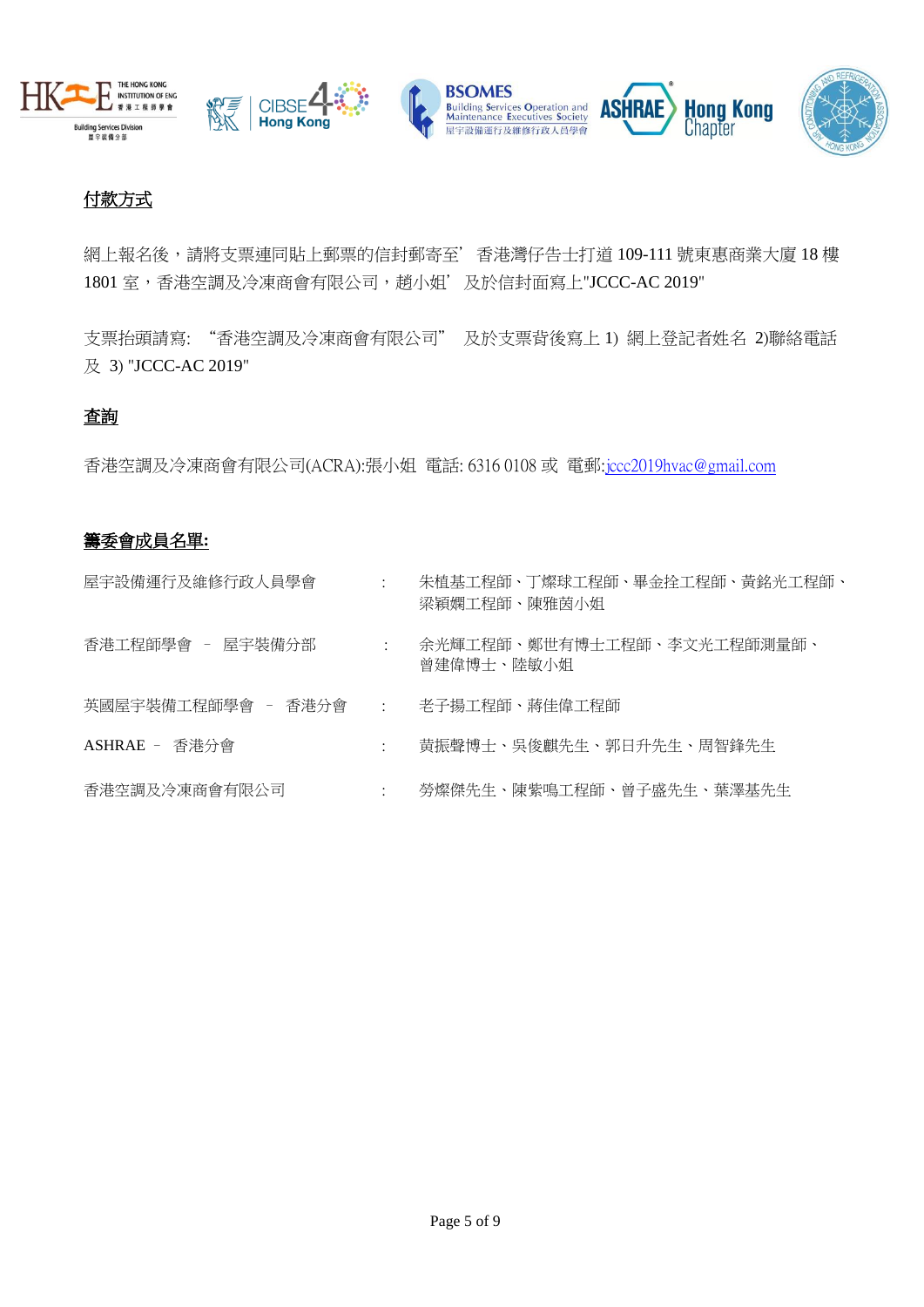## 付款方式

網上報名後，請將支票連同貼上郵票的信封郵寄至' 香港灣仔告士打道 109-111 號東惠商業大廈 18 樓 1801 室，香港空調及冷凍商會有限公司，趙小姐' 及於信封面寫上"JCCC-AC 2019"

支票抬頭請寫: "香港空調及冷凍商會有限公司" 及於支票背後寫上 1) 網上登記者姓名 2)聯絡電話 及 3) "JCCC-AC 2019"

## 查詢

香港空調及冷凍商會有限公司(ACRA):張小姐 電話: 6316 0108 或 電郵:jccc2019hvac@gmail.com

## 籌委會成員名單:

| | | |
|---|---|---|
| 屋宇設備運行及維修行政人員學會 | : | 朱植基工程師、丁燦球工程師、畢金拴工程師、黃銘光工程師、梁穎嫻工程師、陳雅茵小姐 |
| 香港工程師學會 – 屋宇裝備分部 | : | 余光輝工程師、鄭世有博士工程師、李文光工程師測量師、曾建偉博士、陸敏小姐 |
| 英國屋宇裝備工程師學會 – 香港分會 | : | 老子揚工程師、蔣佳偉工程師 |
| ASHRAE – 香港分會 | : | 黃振聲博士、吳俊麒先生、郭日升先生、周智鋒先生 |
| 香港空調及冷凍商會有限公司 | : | 勞燦傑先生、陳紫鳴工程師、曾子盛先生、葉澤基先生 |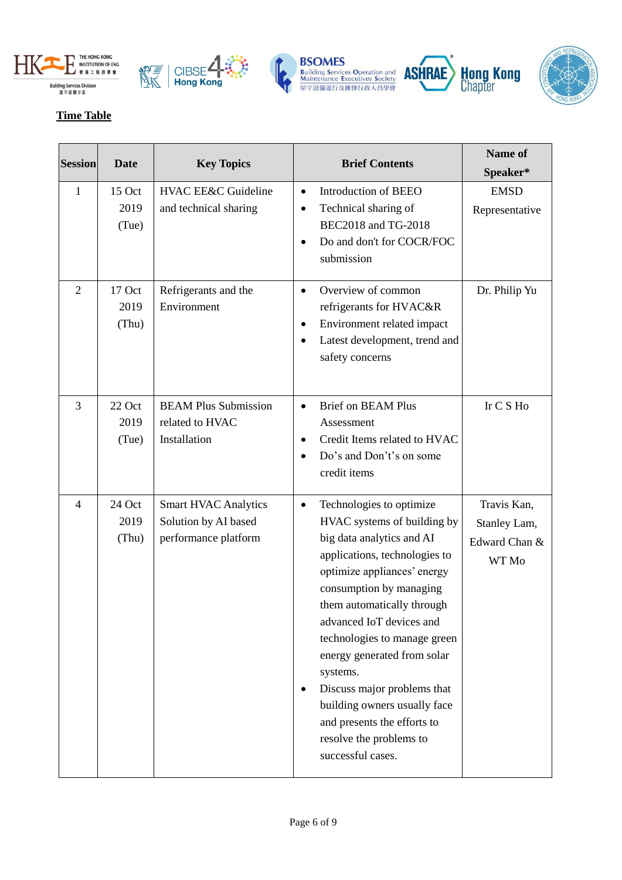**Time Table**

| Session | Date | Key Topics | Brief Contents | Name of Speaker* |
|---|---|---|---|---|
| 1 | 15 Oct 2019 (Tue) | HVAC EE&C Guideline and technical sharing | • Introduction of BEEO<br>• Technical sharing of BEC2018 and TG-2018<br>• Do and don't for COCR/FOC submission | EMSD Representative |
| 2 | 17 Oct 2019 (Thu) | Refrigerants and the Environment | • Overview of common refrigerants for HVAC&R<br>• Environment related impact<br>• Latest development, trend and safety concerns | Dr. Philip Yu |
| 3 | 22 Oct 2019 (Tue) | BEAM Plus Submission related to HVAC Installation | • Brief on BEAM Plus Assessment<br>• Credit Items related to HVAC<br>• Do's and Don't's on some credit items | Ir C S Ho |
| 4 | 24 Oct 2019 (Thu) | Smart HVAC Analytics Solution by AI based performance platform | • Technologies to optimize HVAC systems of building by big data analytics and AI applications, technologies to optimize appliances' energy consumption by managing them automatically through advanced IoT devices and technologies to manage green energy generated from solar systems.<br>• Discuss major problems that building owners usually face and presents the efforts to resolve the problems to successful courses. | Travis Kan, Stanley Lam, Edward Chan & WT Mo |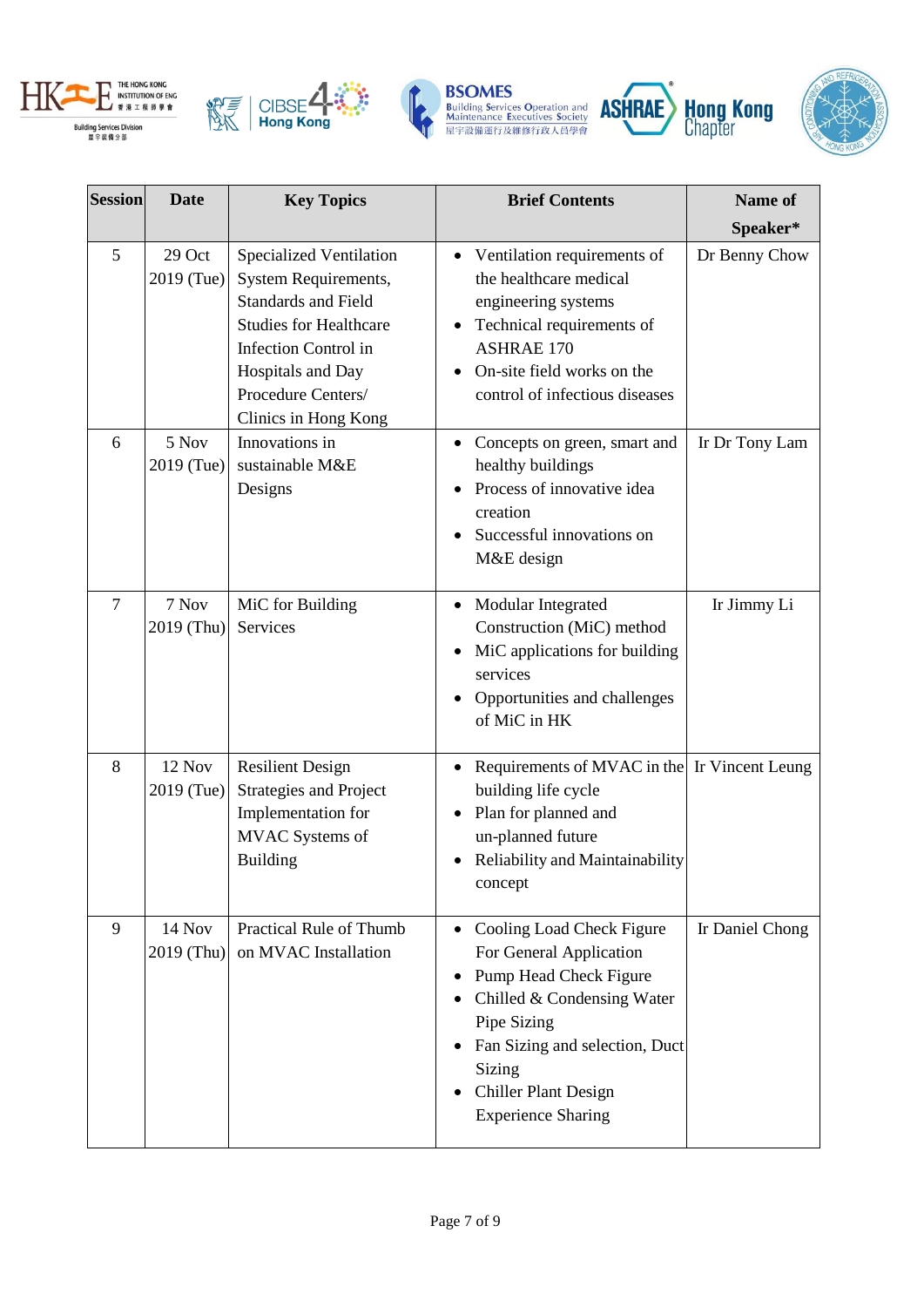| Session | Date | Key Topics | Brief Contents | Name of Speaker* |
|---|---|---|---|---|
| 5 | 29 Oct 2019 (Tue) | Specialized Ventilation System Requirements, Standards and Field Studies for Healthcare Infection Control in Hospitals and Day Procedure Centers/ Clinics in Hong Kong | • Ventilation requirements of the healthcare medical engineering systems<br>• Technical requirements of ASHRAE 170<br>• On-site field works on the control of infectious diseases | Dr Benny Chow |
| 6 | 5 Nov 2019 (Tue) | Innovations in sustainable M&E Designs | • Concepts on green, smart and healthy buildings<br>• Process of innovative idea creation<br>• Successful innovations on M&E design | Ir Dr Tony Lam |
| 7 | 7 Nov 2019 (Thu) | MiC for Building Services | • Modular Integrated Construction (MiC) method<br>• MiC applications for building services<br>• Opportunities and challenges of MiC in HK | Ir Jimmy Li |
| 8 | 12 Nov 2019 (Tue) | Resilient Design Strategies and Project Implementation for MVAC Systems of Building | • Requirements of MVAC in the building life cycle<br>• Plan for planned and un-planned future<br>• Reliability and Maintainability concept | Ir Vincent Leung |
| 9 | 14 Nov 2019 (Thu) | Practical Rule of Thumb on MVAC Installation | • Cooling Load Check Figure For General Application<br>• Pump Head Check Figure<br>• Chilled & Condensing Water Pipe Sizing<br>• Fan Sizing and selection, Duct Sizing<br>• Chiller Plant Design Experience Sharing | Ir Daniel Chong |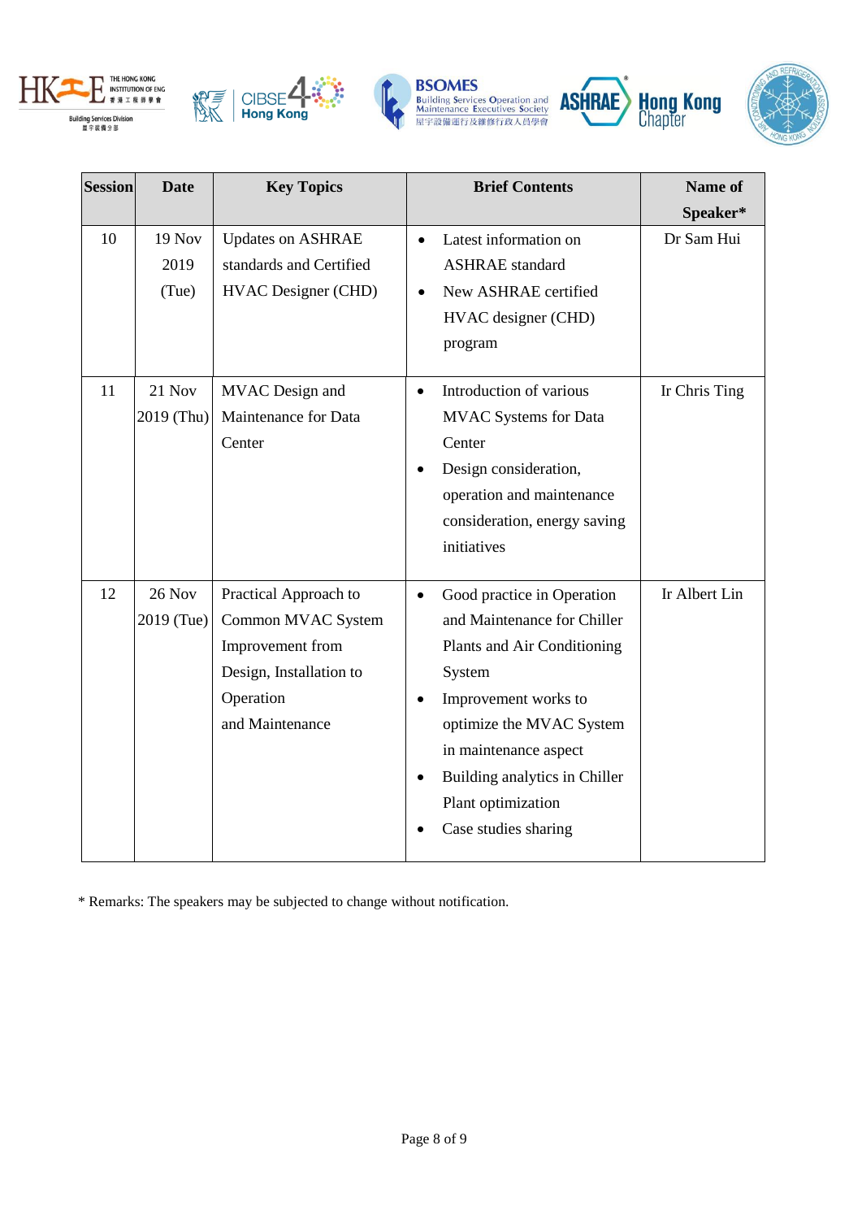| Session | Date | Key Topics | Brief Contents | Name of Speaker* |
|---|---|---|---|---|
| 10 | 19 Nov 2019 (Tue) | Updates on ASHRAE standards and Certified HVAC Designer (CHD) | • Latest information on ASHRAE standard<br>• New ASHRAE certified HVAC designer (CHD) program | Dr Sam Hui |
| 11 | 21 Nov 2019 (Thu) | MVAC Design and Maintenance for Data Center | • Introduction of various MVAC Systems for Data Center<br>• Design consideration, operation and maintenance consideration, energy saving initiatives | Ir Chris Ting |
| 12 | 26 Nov 2019 (Tue) | Practical Approach to Common MVAC System Improvement from Design, Installation to Operation and Maintenance | • Good practice in Operation and Maintenance for Chiller Plants and Air Conditioning System<br>• Improvement works to optimize the MVAC System in maintenance aspect<br>• Building analytics in Chiller Plant optimization<br>• Case studies sharing | Ir Albert Lin |

* Remarks: The speakers may be subjected to change without notification.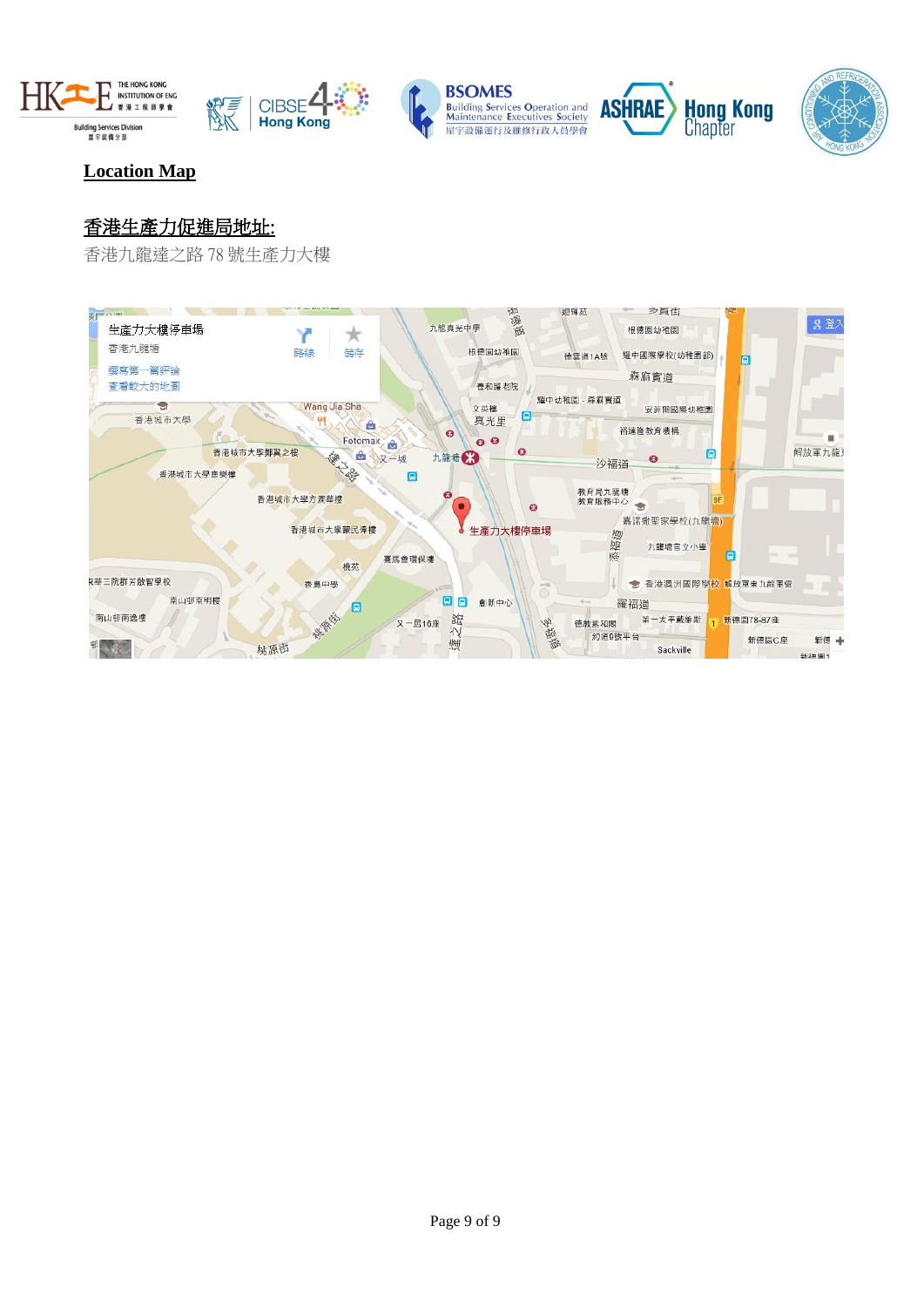**Location Map**

**香港生產力促進局地址:**

香港九龍達之路 78 號生產力大樓